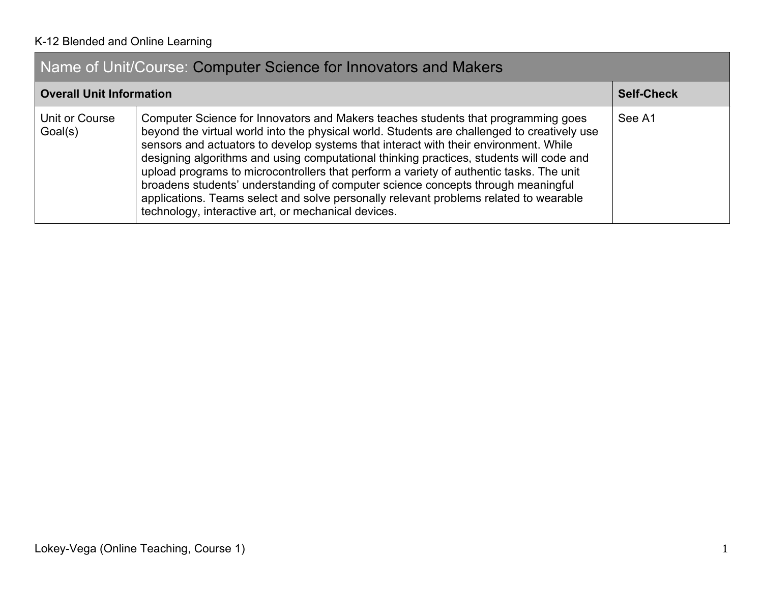| Name of Unit/Course: Computer Science for Innovators and Makers | | |
|---|---|---|
| **Overall Unit Information** | | **Self-Check** |
| Unit or Course Goal(s) | Computer Science for Innovators and Makers teaches students that programming goes beyond the virtual world into the physical world. Students are challenged to creatively use sensors and actuators to develop systems that interact with their environment. While designing algorithms and using computational thinking practices, students will code and upload programs to microcontrollers that perform a variety of authentic tasks. The unit broadens students' understanding of computer science concepts through meaningful applications. Teams select and solve personally relevant problems related to wearable technology, interactive art, or mechanical devices. | See A1 |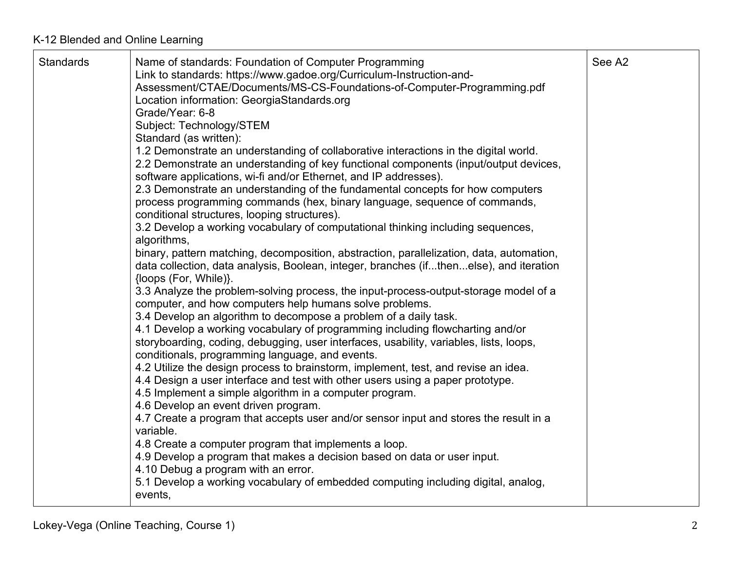| Standards | Name of standards: Foundation of Computer Programming<br>Link to standards: https://www.gadoe.org/Curriculum-Instruction-and-Assessment/CTAE/Documents/MS-CS-Foundations-of-Computer-Programming.pdf<br>Location information: GeorgiaStandards.org<br>Grade/Year: 6-8<br>Subject: Technology/STEM<br>Standard (as written):<br>1.2 Demonstrate an understanding of collaborative interactions in the digital world.<br>2.2 Demonstrate an understanding of key functional components (input/output devices, software applications, wi-fi and/or Ethernet, and IP addresses).<br>2.3 Demonstrate an understanding of the fundamental concepts for how computers process programming commands (hex, binary language, sequence of commands, conditional structures, looping structures).<br>3.2 Develop a working vocabulary of computational thinking including sequences, algorithms,<br>binary, pattern matching, decomposition, abstraction, parallelization, data, automation, data collection, data analysis, Boolean, integer, branches (if...then...else), and iteration {loops (For, While)}.<br>3.3 Analyze the problem-solving process, the input-process-output-storage model of a computer, and how computers help humans solve problems.<br>3.4 Develop an algorithm to decompose a problem of a daily task.<br>4.1 Develop a working vocabulary of programming including flowcharting and/or storyboarding, coding, debugging, user interfaces, usability, variables, lists, loops, conditionals, programming language, and events.<br>4.2 Utilize the design process to brainstorm, implement, test, and revise an idea.<br>4.4 Design a user interface and test with other users using a paper prototype.<br>4.5 Implement a simple algorithm in a computer program.<br>4.6 Develop an event driven program.<br>4.7 Create a program that accepts user and/or sensor input and stores the result in a variable.<br>4.8 Create a computer program that implements a loop.<br>4.9 Develop a program that makes a decision based on data or user input.<br>4.10 Debug a program with an error.<br>5.1 Develop a working vocabulary of embedded computing including digital, analog, events, | See A2 |
|---|---|---|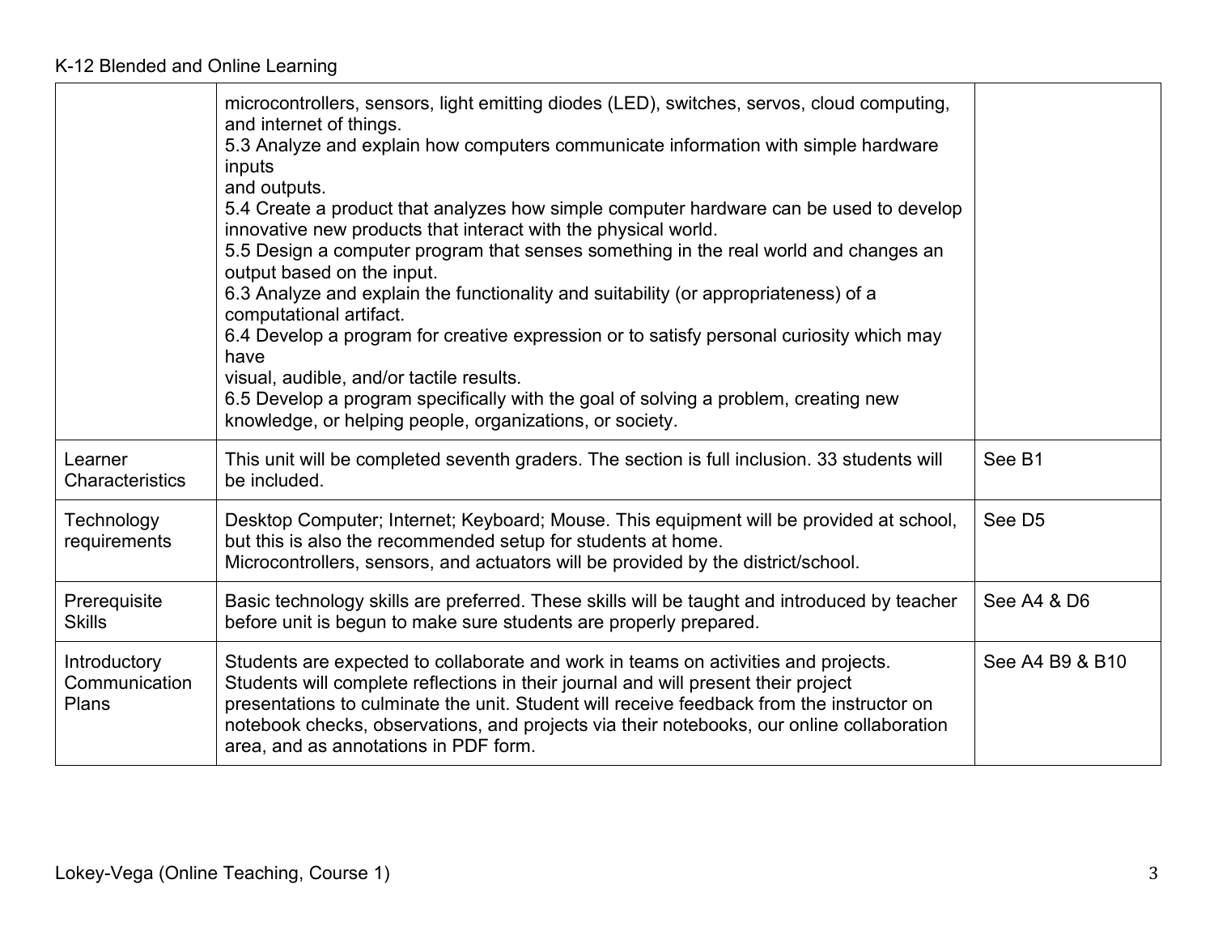| | | |
|---|---|---|
| | microcontrollers, sensors, light emitting diodes (LED), switches, servos, cloud computing, and internet of things.<br>5.3 Analyze and explain how computers communicate information with simple hardware inputs<br>and outputs.<br>5.4 Create a product that analyzes how simple computer hardware can be used to develop innovative new products that interact with the physical world.<br>5.5 Design a computer program that senses something in the real world and changes an output based on the input.<br>6.3 Analyze and explain the functionality and suitability (or appropriateness) of a computational artifact.<br>6.4 Develop a program for creative expression or to satisfy personal curiosity which may have<br>visual, audible, and/or tactile results.<br>6.5 Develop a program specifically with the goal of solving a problem, creating new knowledge, or helping people, organizations, or society. | |
| Learner Characteristics | This unit will be completed seventh graders. The section is full inclusion. 33 students will be included. | See B1 |
| Technology requirements | Desktop Computer; Internet; Keyboard; Mouse. This equipment will be provided at school, but this is also the recommended setup for students at home.<br>Microcontrollers, sensors, and actuators will be provided by the district/school. | See D5 |
| Prerequisite Skills | Basic technology skills are preferred. These skills will be taught and introduced by teacher before unit is begun to make sure students are properly prepared. | See A4 & D6 |
| Introductory Communication Plans | Students are expected to collaborate and work in teams on activities and projects. Students will complete reflections in their journal and will present their project presentations to culminate the unit. Student will receive feedback from the instructor on notebook checks, observations, and projects via their notebooks, our online collaboration area, and as annotations in PDF form. | See A4 B9 & B10 |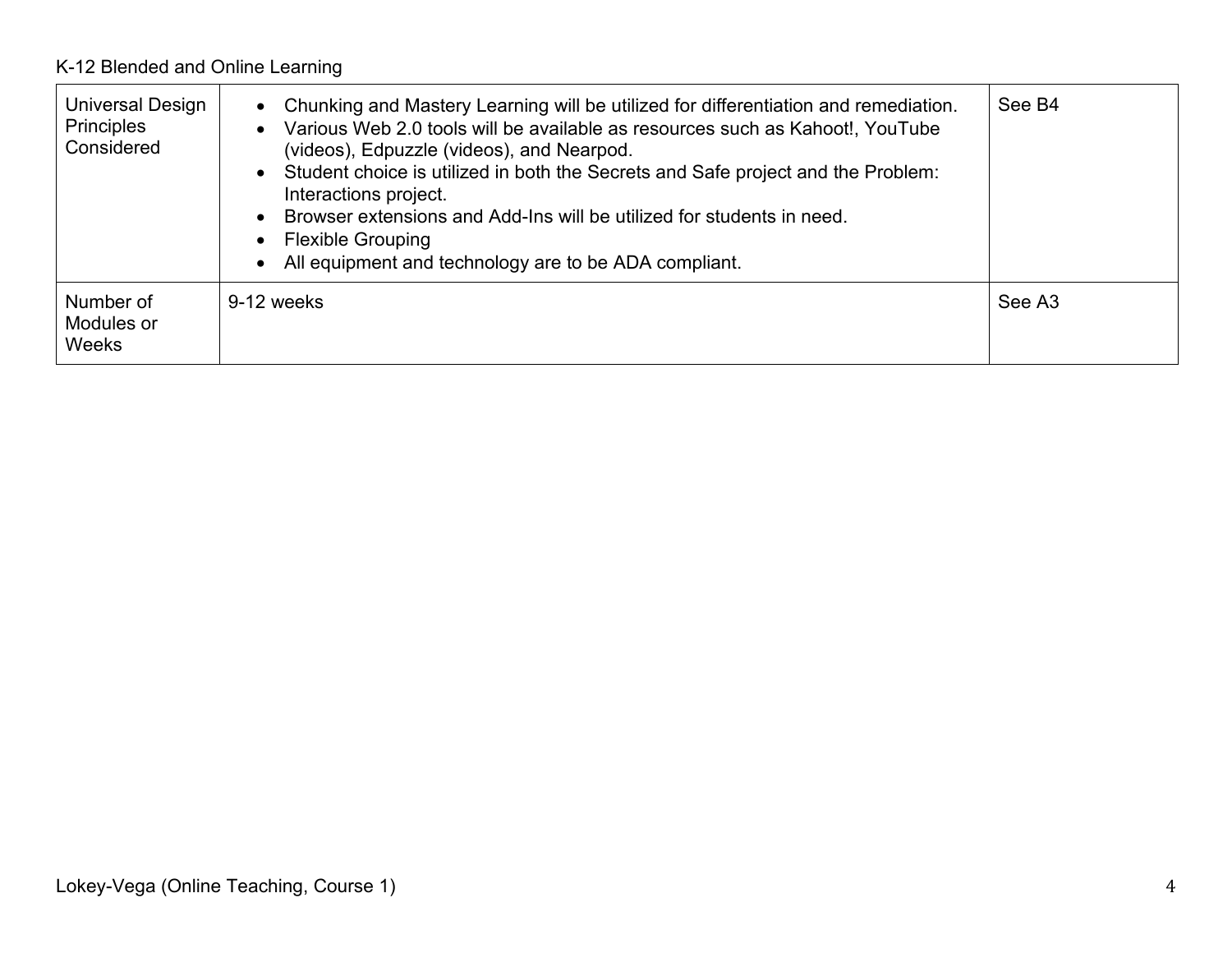| Universal Design Principles Considered | • Chunking and Mastery Learning will be utilized for differentiation and remediation.<br>• Various Web 2.0 tools will be available as resources such as Kahoot!, YouTube (videos), Edpuzzle (videos), and Nearpod.<br>• Student choice is utilized in both the Secrets and Safe project and the Problem: Interactions project.<br>• Browser extensions and Add-Ins will be utilized for students in need.<br>• Flexible Grouping<br>• All equipment and technology are to be ADA compliant. | See B4 |
|---|---|---|
| Number of Modules or Weeks | 9-12 weeks | See A3 |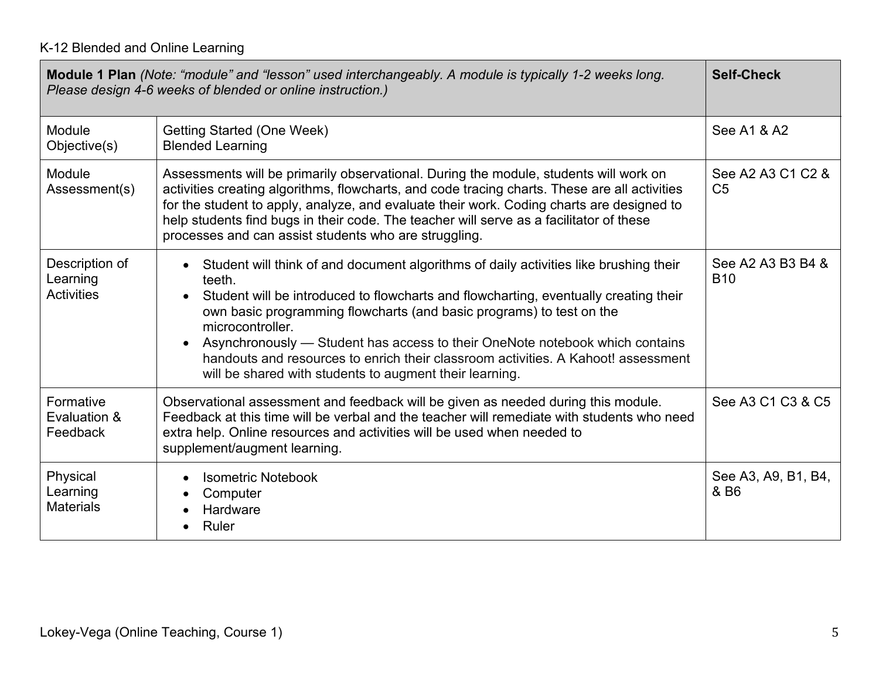| **Module 1 Plan** *(Note: "module" and "lesson" used interchangeably. A module is typically 1-2 weeks long. Please design 4-6 weeks of blended or online instruction.)* | | **Self-Check** |
|---|---|---|
| Module Objective(s) | Getting Started (One Week)<br>Blended Learning | See A1 & A2 |
| Module Assessment(s) | Assessments will be primarily observational. During the module, students will work on activities creating algorithms, flowcharts, and code tracing charts. These are all activities for the student to apply, analyze, and evaluate their work. Coding charts are designed to help students find bugs in their code. The teacher will serve as a facilitator of these processes and can assist students who are struggling. | See A2 A3 C1 C2 & C5 |
| Description of Learning Activities | • Student will think of and document algorithms of daily activities like brushing their teeth.<br>• Student will be introduced to flowcharts and flowcharting, eventually creating their own basic programming flowcharts (and basic programs) to test on the microcontroller.<br>• Asynchronously — Student has access to their OneNote notebook which contains handouts and resources to enrich their classroom activities. A Kahoot! assessment will be shared with students to augment their learning. | See A2 A3 B3 B4 & B10 |
| Formative Evaluation & Feedback | Observational assessment and feedback will be given as needed during this module. Feedback at this time will be verbal and the teacher will remediate with students who need extra help. Online resources and activities will be used when needed to supplement/augment learning. | See A3 C1 C3 & C5 |
| Physical Learning Materials | • Isometric Notebook<br>• Computer<br>• Hardware<br>• Ruler | See A3, A9, B1, B4, & B6 |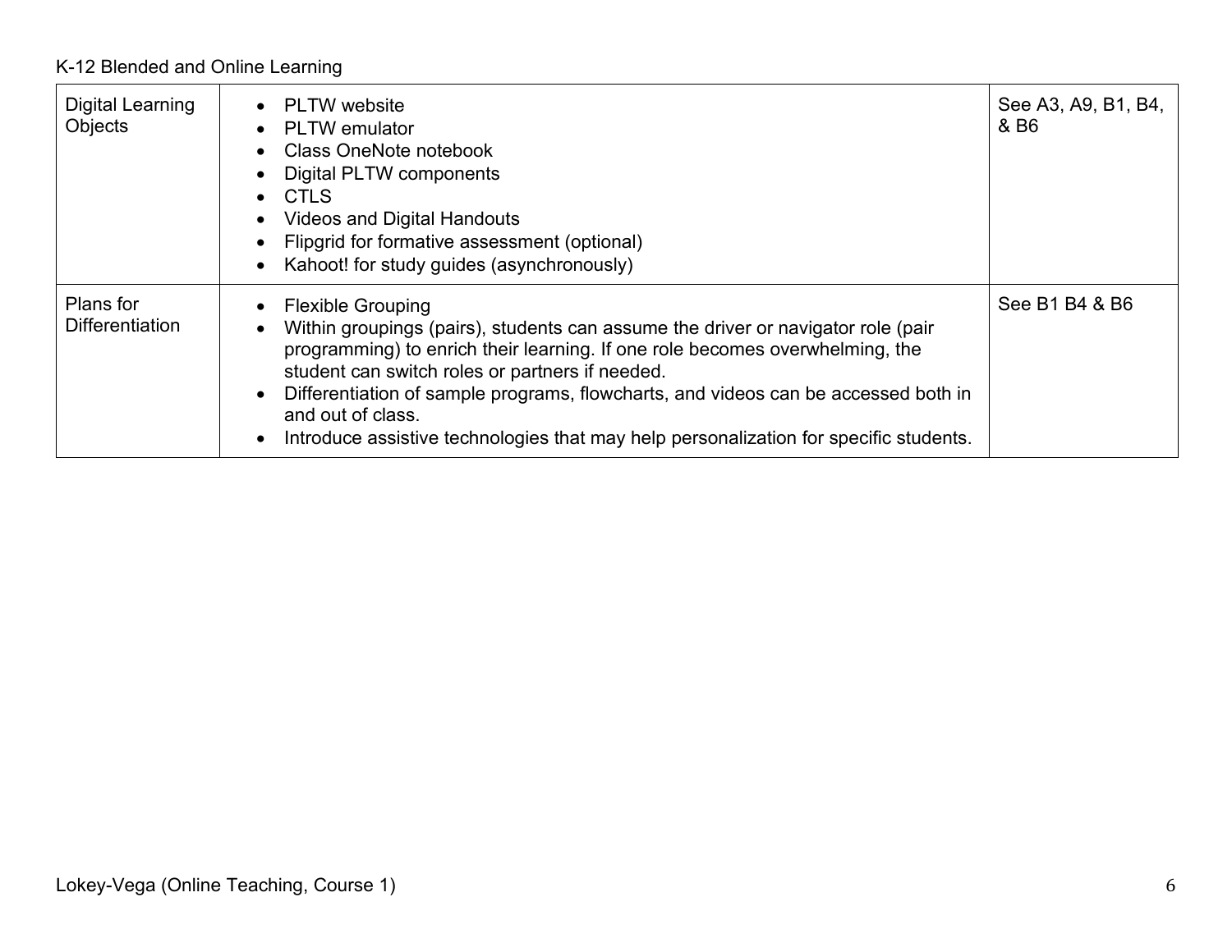| | | |
|---|---|---|
| Digital Learning Objects | • PLTW website<br>• PLTW emulator<br>• Class OneNote notebook<br>• Digital PLTW components<br>• CTLS<br>• Videos and Digital Handouts<br>• Flipgrid for formative assessment (optional)<br>• Kahoot! for study guides (asynchronously) | See A3, A9, B1, B4, & B6 |
| Plans for Differentiation | • Flexible Grouping<br>• Within groupings (pairs), students can assume the driver or navigator role (pair programming) to enrich their learning. If one role becomes overwhelming, the student can switch roles or partners if needed.<br>• Differentiation of sample programs, flowcharts, and videos can be accessed both in and out of class.<br>• Introduce assistive technologies that may help personalization for specific students. | See B1 B4 & B6 |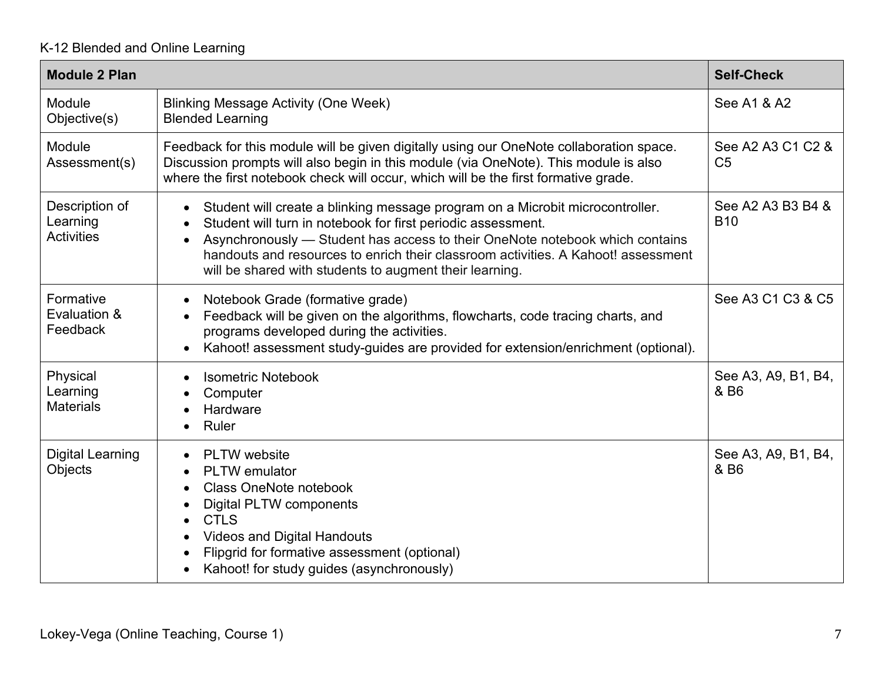| Module 2 Plan | | Self-Check |
|---|---|---|
| Module Objective(s) | Blinking Message Activity (One Week)<br>Blended Learning | See A1 & A2 |
| Module Assessment(s) | Feedback for this module will be given digitally using our OneNote collaboration space. Discussion prompts will also begin in this module (via OneNote). This module is also where the first notebook check will occur, which will be the first formative grade. | See A2 A3 C1 C2 & C5 |
| Description of Learning Activities | • Student will create a blinking message program on a Microbit microcontroller.<br>• Student will turn in notebook for first periodic assessment.<br>• Asynchronously — Student has access to their OneNote notebook which contains handouts and resources to enrich their classroom activities. A Kahoot! assessment will be shared with students to augment their learning. | See A2 A3 B3 B4 & B10 |
| Formative Evaluation & Feedback | • Notebook Grade (formative grade)<br>• Feedback will be given on the algorithms, flowcharts, code tracing charts, and programs developed during the activities.<br>• Kahoot! assessment study-guides are provided for extension/enrichment (optional). | See A3 C1 C3 & C5 |
| Physical Learning Materials | • Isometric Notebook<br>• Computer<br>• Hardware<br>• Ruler | See A3, A9, B1, B4, & B6 |
| Digital Learning Objects | • PLTW website<br>• PLTW emulator<br>• Class OneNote notebook<br>• Digital PLTW components<br>• CTLS<br>• Videos and Digital Handouts<br>• Flipgrid for formative assessment (optional)<br>• Kahoot! for study guides (asynchronously) | See A3, A9, B1, B4, & B6 |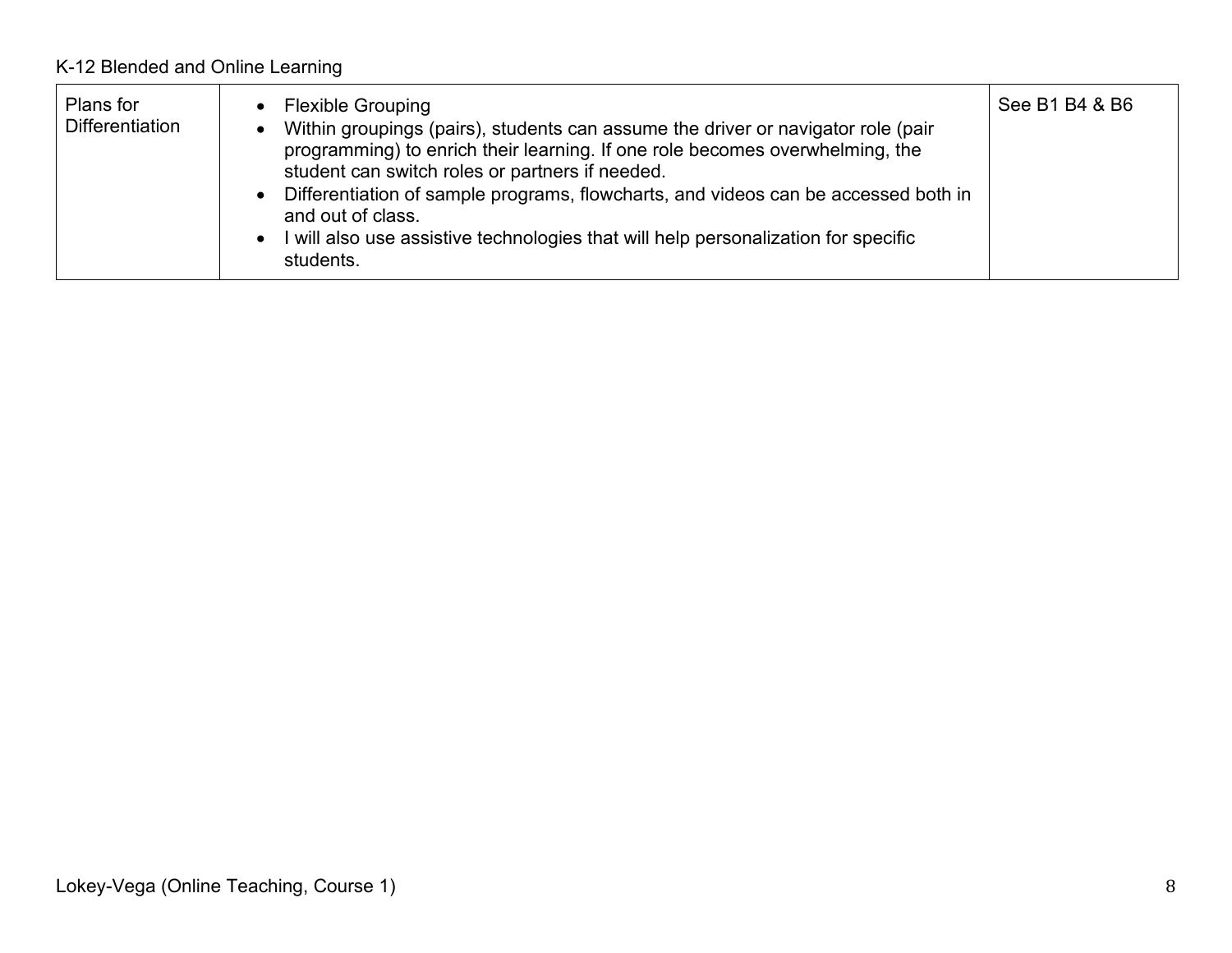| Plans for Differentiation | • Flexible Grouping<br>• Within groupings (pairs), students can assume the driver or navigator role (pair programming) to enrich their learning. If one role becomes overwhelming, the student can switch roles or partners if needed.<br>• Differentiation of sample programs, flowcharts, and videos can be accessed both in and out of class.<br>• I will also use assistive technologies that will help personalization for specific students. | See B1 B4 & B6 |
|---|---|---|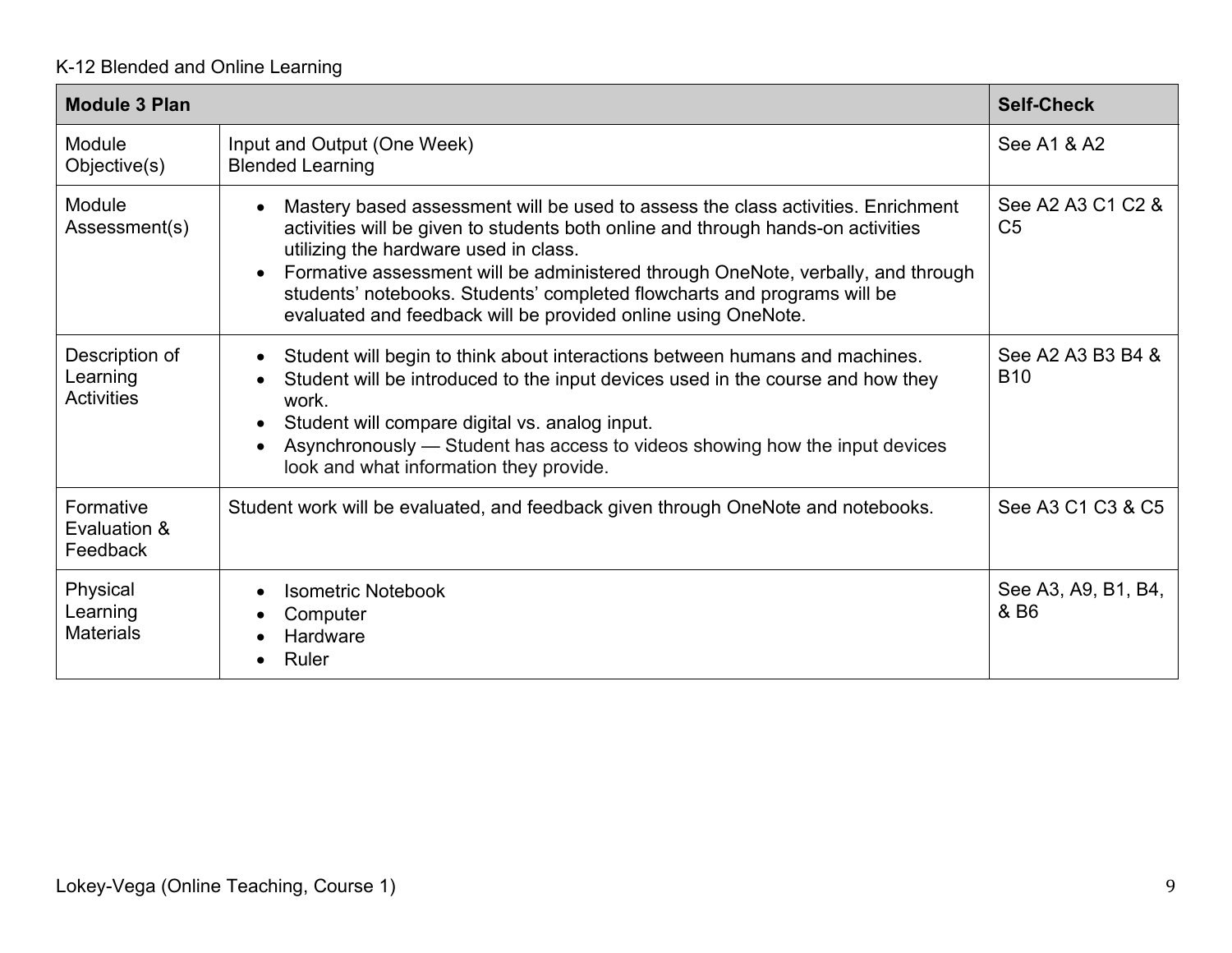| Module 3 Plan | | Self-Check |
|---|---|---|
| Module Objective(s) | Input and Output (One Week)<br>Blended Learning | See A1 & A2 |
| Module Assessment(s) | • Mastery based assessment will be used to assess the class activities. Enrichment activities will be given to students both online and through hands-on activities utilizing the hardware used in class.<br>• Formative assessment will be administered through OneNote, verbally, and through students' notebooks. Students' completed flowcharts and programs will be evaluated and feedback will be provided online using OneNote. | See A2 A3 C1 C2 & C5 |
| Description of Learning Activities | • Student will begin to think about interactions between humans and machines.<br>• Student will be introduced to the input devices used in the course and how they work.<br>• Student will compare digital vs. analog input.<br>• Asynchronously — Student has access to videos showing how the input devices look and what information they provide. | See A2 A3 B3 B4 & B10 |
| Formative Evaluation & Feedback | Student work will be evaluated, and feedback given through OneNote and notebooks. | See A3 C1 C3 & C5 |
| Physical Learning Materials | • Isometric Notebook<br>• Computer<br>• Hardware<br>• Ruler | See A3, A9, B1, B4, & B6 |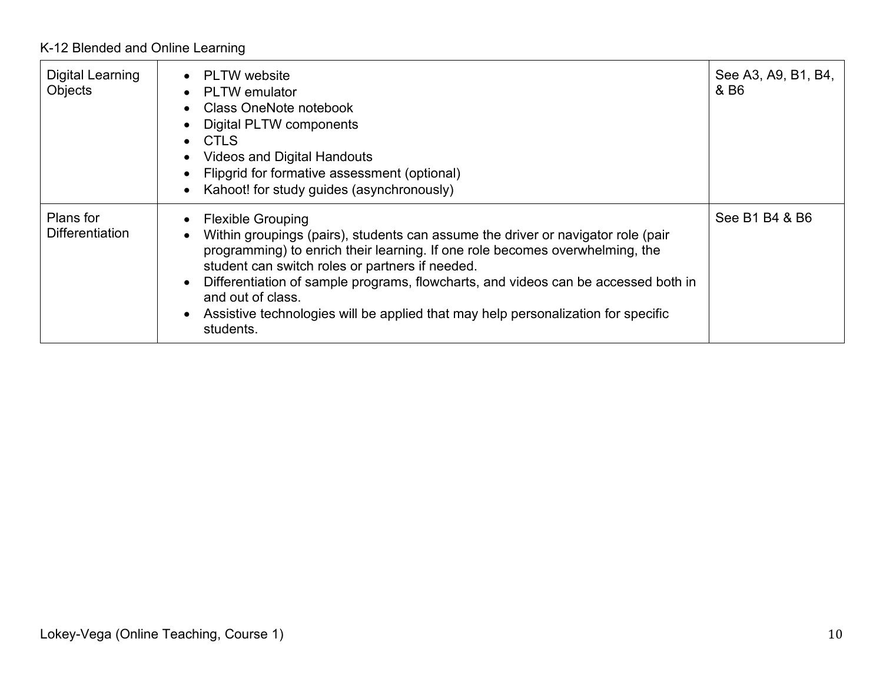| Digital Learning Objects | • PLTW website<br>• PLTW emulator<br>• Class OneNote notebook<br>• Digital PLTW components<br>• CTLS<br>• Videos and Digital Handouts<br>• Flipgrid for formative assessment (optional)<br>• Kahoot! for study guides (asynchronously) | See A3, A9, B1, B4, & B6 |
|---|---|---|
| Plans for Differentiation | • Flexible Grouping<br>• Within groupings (pairs), students can assume the driver or navigator role (pair programming) to enrich their learning. If one role becomes overwhelming, the student can switch roles or partners if needed.<br>• Differentiation of sample programs, flowcharts, and videos can be accessed both in and out of class.<br>• Assistive technologies will be applied that may help personalization for specific students. | See B1 B4 & B6 |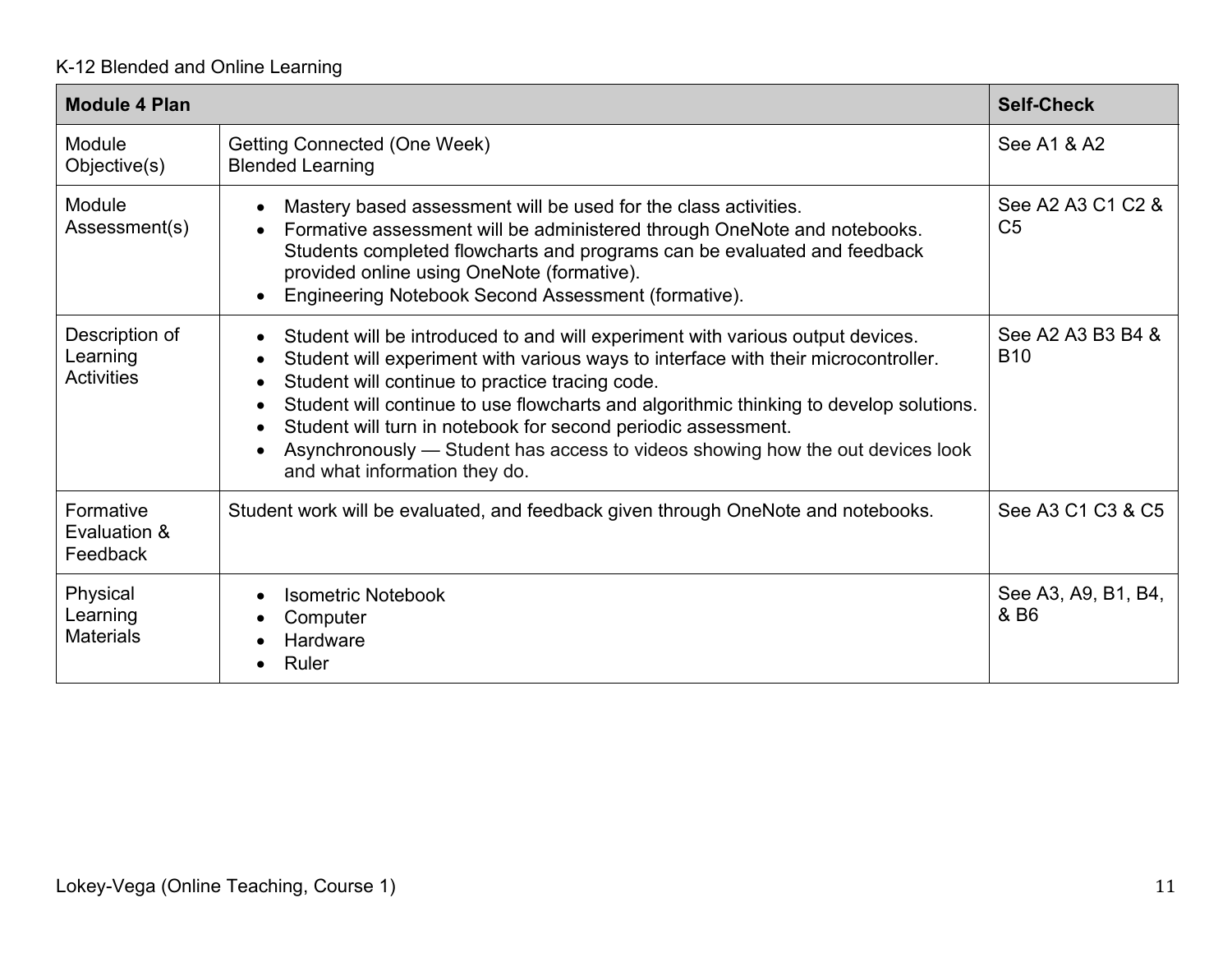| Module 4 Plan | | Self-Check |
|---|---|---|
| Module Objective(s) | Getting Connected (One Week)<br>Blended Learning | See A1 & A2 |
| Module Assessment(s) | • Mastery based assessment will be used for the class activities.<br>• Formative assessment will be administered through OneNote and notebooks. Students completed flowcharts and programs can be evaluated and feedback provided online using OneNote (formative).<br>• Engineering Notebook Second Assessment (formative). | See A2 A3 C1 C2 & C5 |
| Description of Learning Activities | • Student will be introduced to and will experiment with various output devices.<br>• Student will experiment with various ways to interface with their microcontroller.<br>• Student will continue to practice tracing code.<br>• Student will continue to use flowcharts and algorithmic thinking to develop solutions.<br>• Student will turn in notebook for second periodic assessment.<br>• Asynchronously — Student has access to videos showing how the out devices look and what information they do. | See A2 A3 B3 B4 & B10 |
| Formative Evaluation & Feedback | Student work will be evaluated, and feedback given through OneNote and notebooks. | See A3 C1 C3 & C5 |
| Physical Learning Materials | • Isometric Notebook<br>• Computer<br>• Hardware<br>• Ruler | See A3, A9, B1, B4, & B6 |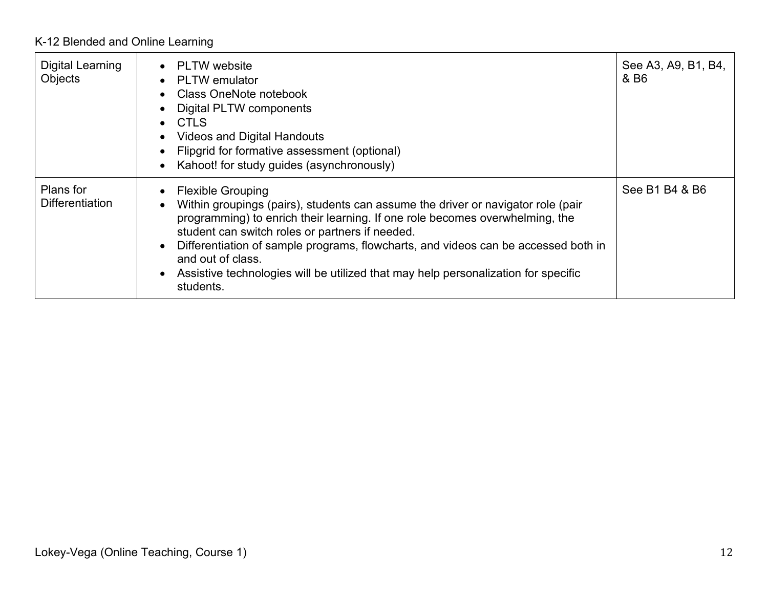| Digital Learning Objects | • PLTW website<br>• PLTW emulator<br>• Class OneNote notebook<br>• Digital PLTW components<br>• CTLS<br>• Videos and Digital Handouts<br>• Flipgrid for formative assessment (optional)<br>• Kahoot! for study guides (asynchronously) | See A3, A9, B1, B4, & B6 |
|---|---|---|
| Plans for Differentiation | • Flexible Grouping<br>• Within groupings (pairs), students can assume the driver or navigator role (pair programming) to enrich their learning. If one role becomes overwhelming, the student can switch roles or partners if needed.<br>• Differentiation of sample programs, flowcharts, and videos can be accessed both in and out of class.<br>• Assistive technologies will be utilized that may help personalization for specific students. | See B1 B4 & B6 |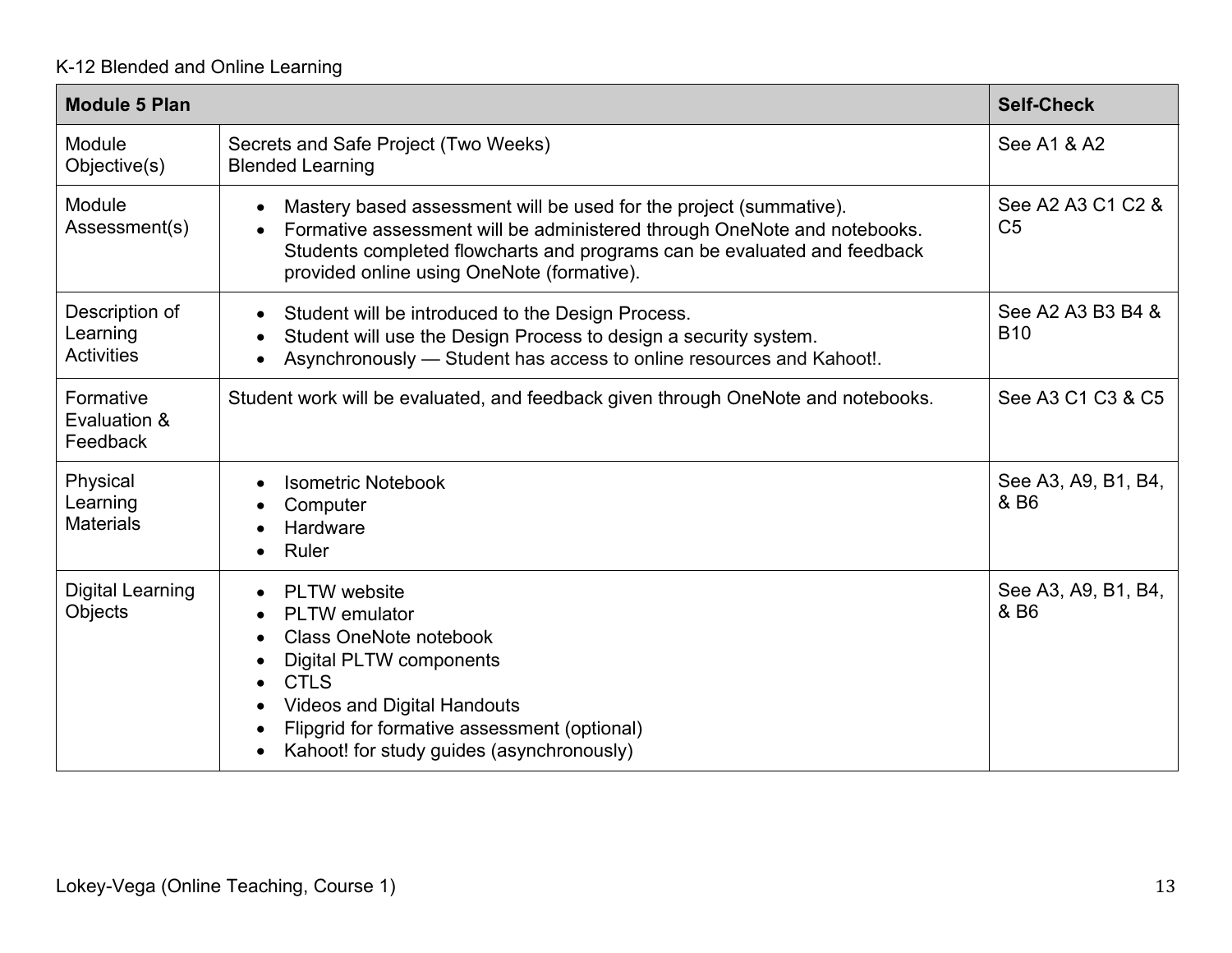| Module 5 Plan | | Self-Check |
|---|---|---|
| Module Objective(s) | Secrets and Safe Project (Two Weeks)<br>Blended Learning | See A1 & A2 |
| Module Assessment(s) | • Mastery based assessment will be used for the project (summative).<br>• Formative assessment will be administered through OneNote and notebooks. Students completed flowcharts and programs can be evaluated and feedback provided online using OneNote (formative). | See A2 A3 C1 C2 & C5 |
| Description of Learning Activities | • Student will be introduced to the Design Process.<br>• Student will use the Design Process to design a security system.<br>• Asynchronously — Student has access to online resources and Kahoot!. | See A2 A3 B3 B4 & B10 |
| Formative Evaluation & Feedback | Student work will be evaluated, and feedback given through OneNote and notebooks. | See A3 C1 C3 & C5 |
| Physical Learning Materials | • Isometric Notebook<br>• Computer<br>• Hardware<br>• Ruler | See A3, A9, B1, B4, & B6 |
| Digital Learning Objects | • PLTW website<br>• PLTW emulator<br>• Class OneNote notebook<br>• Digital PLTW components<br>• CTLS<br>• Videos and Digital Handouts<br>• Flipgrid for formative assessment (optional)<br>• Kahoot! for study guides (asynchronously) | See A3, A9, B1, B4, & B6 |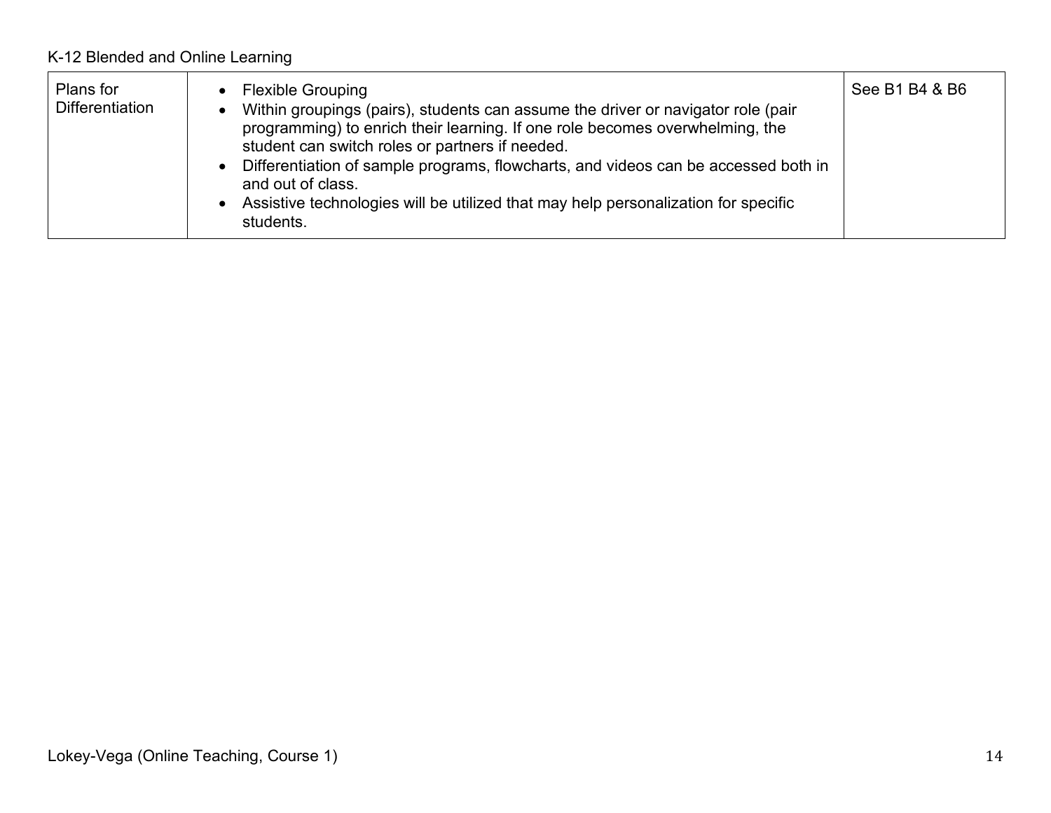| Plans for Differentiation | • Flexible Grouping<br>• Within groupings (pairs), students can assume the driver or navigator role (pair programming) to enrich their learning. If one role becomes overwhelming, the student can switch roles or partners if needed.<br>• Differentiation of sample programs, flowcharts, and videos can be accessed both in and out of class.<br>• Assistive technologies will be utilized that may help personalization for specific students. | See B1 B4 & B6 |
|---|---|---|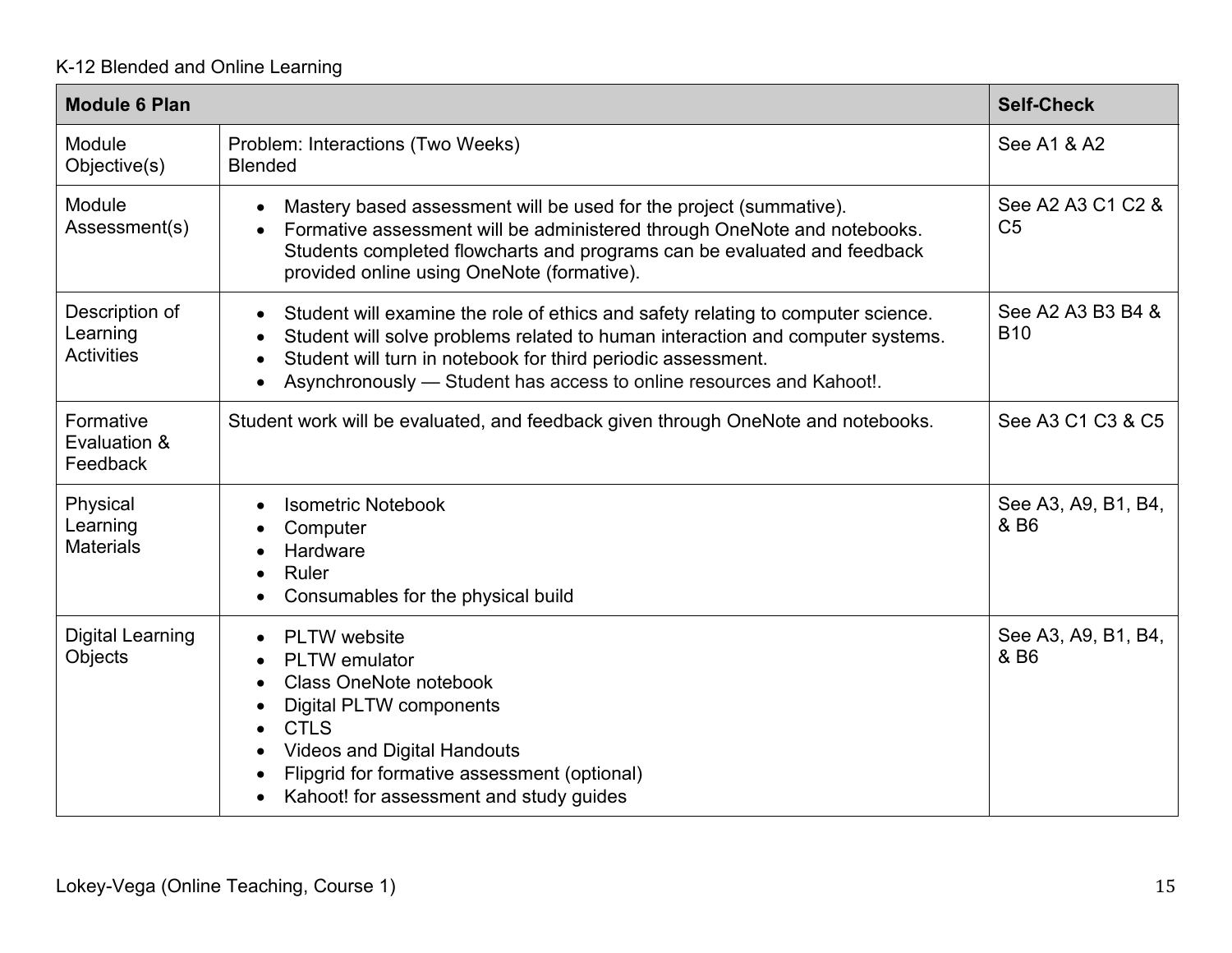| Module 6 Plan | | Self-Check |
|---|---|---|
| Module Objective(s) | Problem: Interactions (Two Weeks)<br>Blended | See A1 & A2 |
| Module Assessment(s) | • Mastery based assessment will be used for the project (summative).<br>• Formative assessment will be administered through OneNote and notebooks. Students completed flowcharts and programs can be evaluated and feedback provided online using OneNote (formative). | See A2 A3 C1 C2 & C5 |
| Description of Learning Activities | • Student will examine the role of ethics and safety relating to computer science.<br>• Student will solve problems related to human interaction and computer systems.<br>• Student will turn in notebook for third periodic assessment.<br>• Asynchronously — Student has access to online resources and Kahoot!. | See A2 A3 B3 B4 & B10 |
| Formative Evaluation & Feedback | Student work will be evaluated, and feedback given through OneNote and notebooks. | See A3 C1 C3 & C5 |
| Physical Learning Materials | • Isometric Notebook<br>• Computer<br>• Hardware<br>• Ruler<br>• Consumables for the physical build | See A3, A9, B1, B4, & B6 |
| Digital Learning Objects | • PLTW website<br>• PLTW emulator<br>• Class OneNote notebook<br>• Digital PLTW components<br>• CTLS<br>• Videos and Digital Handouts<br>• Flipgrid for formative assessment (optional)<br>• Kahoot! for assessment and study guides | See A3, A9, B1, B4, & B6 |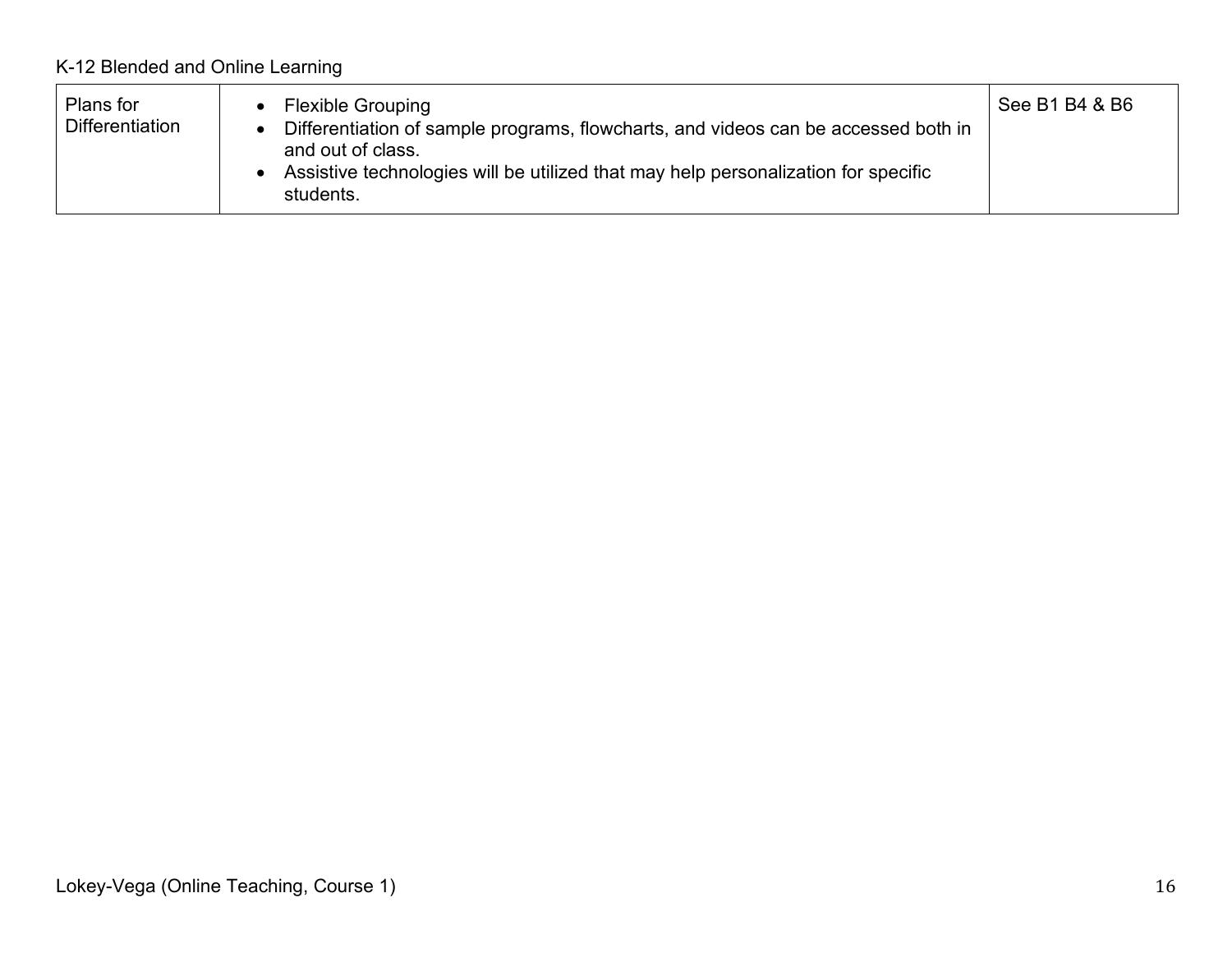| Plans for Differentiation | • Flexible Grouping<br>• Differentiation of sample programs, flowcharts, and videos can be accessed both in and out of class.<br>• Assistive technologies will be utilized that may help personalization for specific students. | See B1 B4 & B6 |
|---|---|---|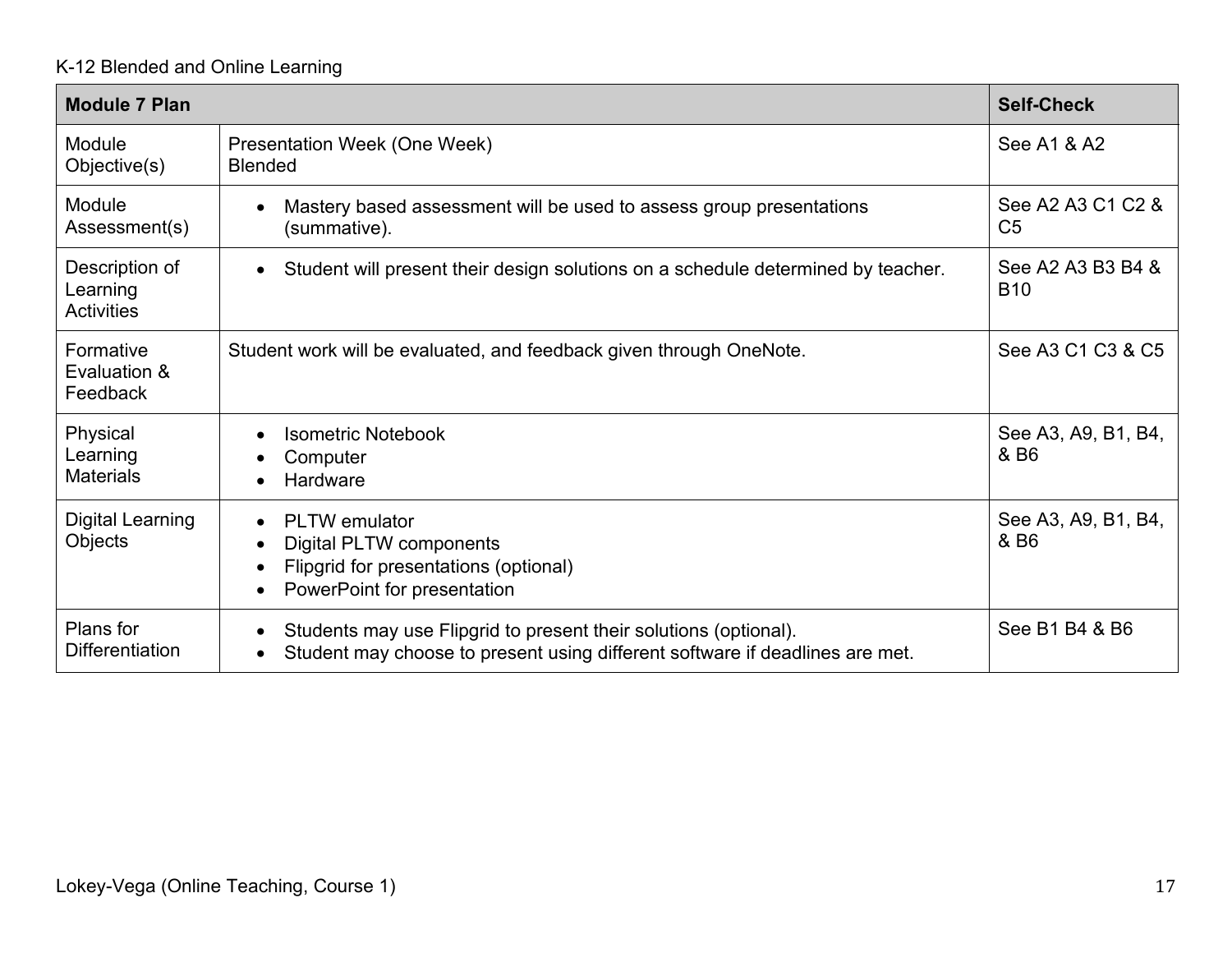| Module 7 Plan | | Self-Check |
|---|---|---|
| Module Objective(s) | Presentation Week (One Week)<br>Blended | See A1 & A2 |
| Module Assessment(s) | • Mastery based assessment will be used to assess group presentations (summative). | See A2 A3 C1 C2 & C5 |
| Description of Learning Activities | • Student will present their design solutions on a schedule determined by teacher. | See A2 A3 B3 B4 & B10 |
| Formative Evaluation & Feedback | Student work will be evaluated, and feedback given through OneNote. | See A3 C1 C3 & C5 |
| Physical Learning Materials | • Isometric Notebook<br>• Computer<br>• Hardware | See A3, A9, B1, B4, & B6 |
| Digital Learning Objects | • PLTW emulator<br>• Digital PLTW components<br>• Flipgrid for presentations (optional)<br>• PowerPoint for presentation | See A3, A9, B1, B4, & B6 |
| Plans for Differentiation | • Students may use Flipgrid to present their solutions (optional).<br>• Student may choose to present using different software if deadlines are met. | See B1 B4 & B6 |